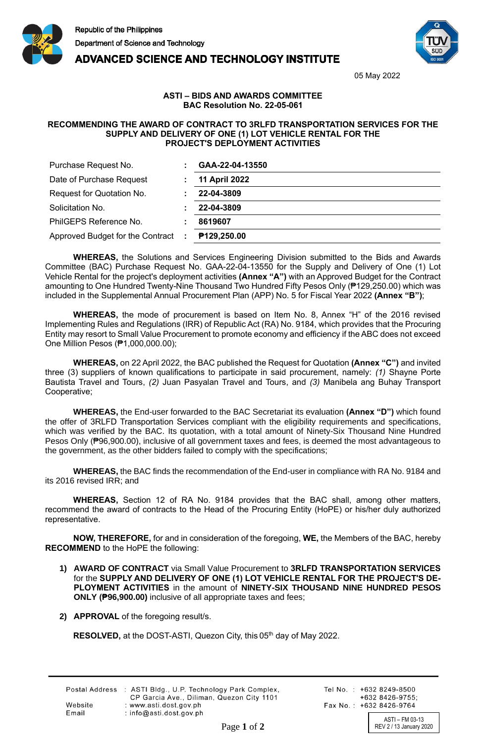Republic of the Philippines
Department of Science and Technology
**ADVANCED SCIENCE AND TECHNOLOGY INSTITUTE**

05 May 2022

**ASTI – BIDS AND AWARDS COMMITTEE**
**BAC Resolution No. 22-05-061**

**RECOMMENDING THE AWARD OF CONTRACT TO 3RLFD TRANSPORTATION SERVICES FOR THE SUPPLY AND DELIVERY OF ONE (1) LOT VEHICLE RENTAL FOR THE PROJECT'S DEPLOYMENT ACTIVITIES**

| | | |
|---|---|---|
| Purchase Request No. | : | **GAA-22-04-13550** |
| Date of Purchase Request | : | **11 April 2022** |
| Request for Quotation No. | : | **22-04-3809** |
| Solicitation No. | : | **22-04-3809** |
| PhilGEPS Reference No. | : | **8619607** |
| Approved Budget for the Contract | : | **₱129,250.00** |

**WHEREAS,** the Solutions and Services Engineering Division submitted to the Bids and Awards Committee (BAC) Purchase Request No. GAA-22-04-13550 for the Supply and Delivery of One (1) Lot Vehicle Rental for the project's deployment activities **(Annex "A")** with an Approved Budget for the Contract amounting to One Hundred Twenty-Nine Thousand Two Hundred Fifty Pesos Only (₱129,250.00) which was included in the Supplemental Annual Procurement Plan (APP) No. 5 for Fiscal Year 2022 **(Annex "B")**;

**WHEREAS,** the mode of procurement is based on Item No. 8, Annex "H" of the 2016 revised Implementing Rules and Regulations (IRR) of Republic Act (RA) No. 9184, which provides that the Procuring Entity may resort to Small Value Procurement to promote economy and efficiency if the ABC does not exceed One Million Pesos (₱1,000,000.00);

**WHEREAS,** on 22 April 2022, the BAC published the Request for Quotation **(Annex "C")** and invited three (3) suppliers of known qualifications to participate in said procurement, namely: *(1)* Shayne Porte Bautista Travel and Tours, *(2)* Juan Pasyalan Travel and Tours, and *(3)* Manibela ang Buhay Transport Cooperative;

**WHEREAS,** the End-user forwarded to the BAC Secretariat its evaluation **(Annex "D")** which found the offer of 3RLFD Transportation Services compliant with the eligibility requirements and specifications, which was verified by the BAC. Its quotation, with a total amount of Ninety-Six Thousand Nine Hundred Pesos Only (₱96,900.00), inclusive of all government taxes and fees, is deemed the most advantageous to the government, as the other bidders failed to comply with the specifications;

**WHEREAS,** the BAC finds the recommendation of the End-user in compliance with RA No. 9184 and its 2016 revised IRR; and

**WHEREAS,** Section 12 of RA No. 9184 provides that the BAC shall, among other matters, recommend the award of contracts to the Head of the Procuring Entity (HoPE) or his/her duly authorized representative.

**NOW, THEREFORE,** for and in consideration of the foregoing, **WE,** the Members of the BAC, hereby **RECOMMEND** to the HoPE the following:

1) **AWARD OF CONTRACT** via Small Value Procurement to **3RLFD TRANSPORTATION SERVICES** for the **SUPPLY AND DELIVERY OF ONE (1) LOT VEHICLE RENTAL FOR THE PROJECT'S DEPLOYMENT ACTIVITIES** in the amount of **NINETY-SIX THOUSAND NINE HUNDRED PESOS ONLY (₱96,900.00)** inclusive of all appropriate taxes and fees;

2) **APPROVAL** of the foregoing result/s.

**RESOLVED,** at the DOST-ASTI, Quezon City, this 05th day of May 2022.

Postal Address : ASTI Bldg., U.P. Technology Park Complex, CP Garcia Ave., Diliman, Quezon City 1101
Website : www.asti.dost.gov.ph
Email : info@asti.dost.gov.ph
Tel No. : +632 8249-8500 +632 8426-9755;
Fax No. : +632 8426-9764

ASTI – FM 03-13
REV 2 / 13 January 2020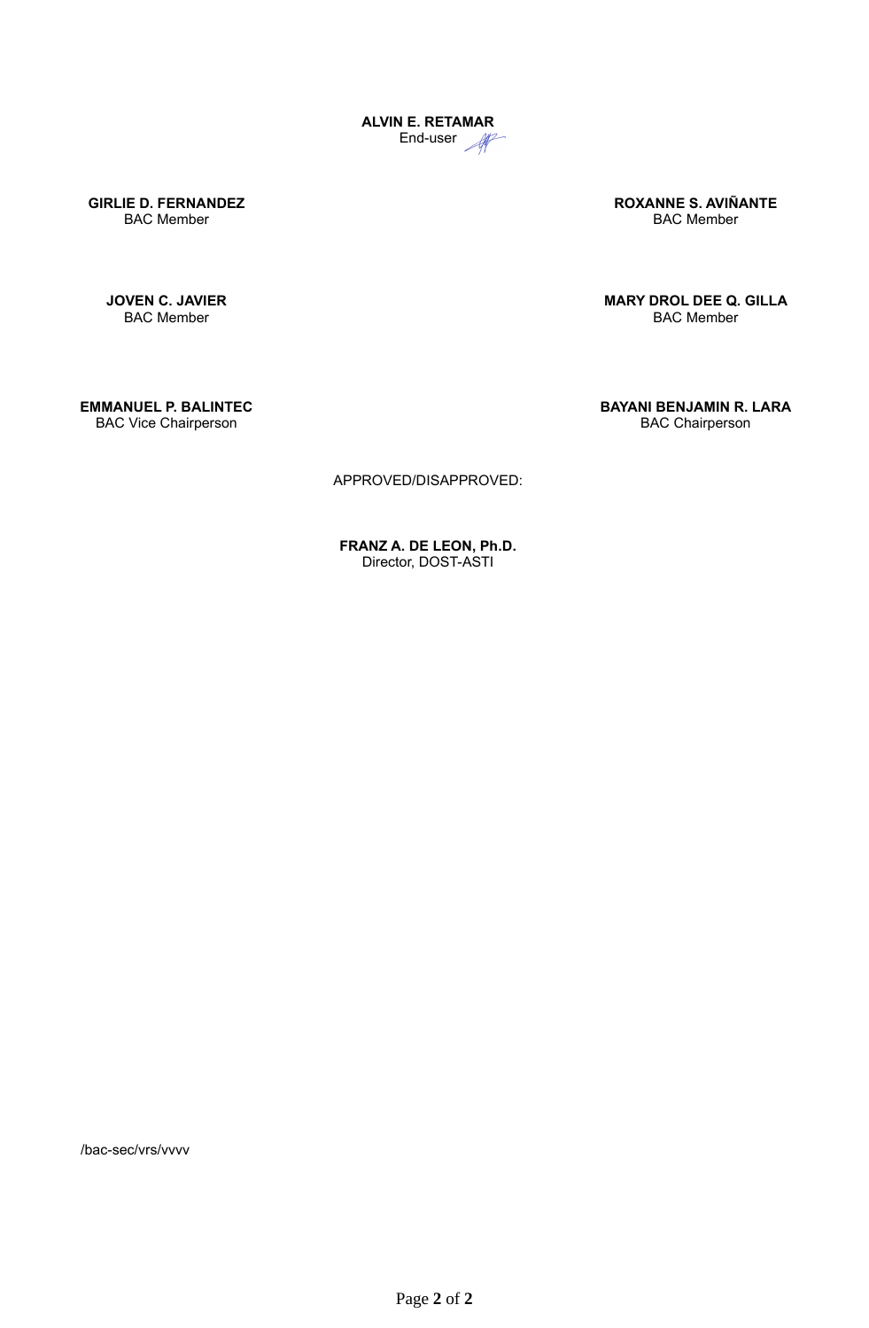**ALVIN E. RETAMAR**
End-user

**GIRLIE D. FERNANDEZ**
BAC Member

**ROXANNE S. AVIÑANTE**
BAC Member

**JOVEN C. JAVIER**
BAC Member

**MARY DROL DEE Q. GILLA**
BAC Member

**EMMANUEL P. BALINTEC**
BAC Vice Chairperson

**BAYANI BENJAMIN R. LARA**
BAC Chairperson

APPROVED/DISAPPROVED:

**FRANZ A. DE LEON, Ph.D.**
Director, DOST-ASTI

/bac-sec/vrs/vvvv